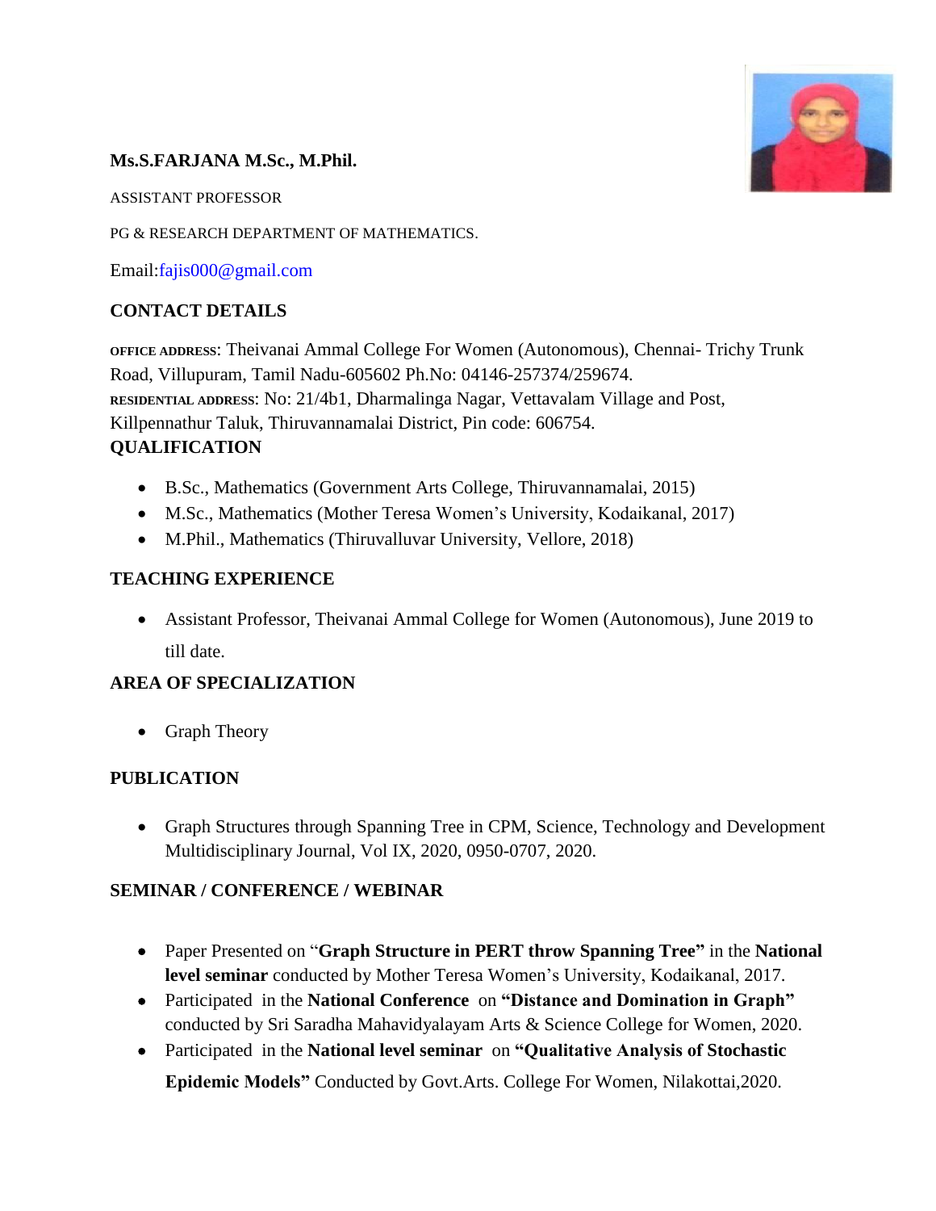**Ms.S.FARJANA M.Sc., M.Phil.**

ASSISTANT PROFESSOR

PG & RESEARCH DEPARTMENT OF MATHEMATICS.

Email:fajis000@gmail.com

## CONTACT DETAILS

OFFICE ADDRESS: Theivanai Ammal College For Women (Autonomous), Chennai- Trichy Trunk Road, Villupuram, Tamil Nadu-605602 Ph.No: 04146-257374/259674.
RESIDENTIAL ADDRESS: No: 21/4b1, Dharmalinga Nagar, Vettavalam Village and Post, Killpennathur Taluk, Thiruvannamalai District, Pin code: 606754.

## QUALIFICATION

- B.Sc., Mathematics (Government Arts College, Thiruvannamalai, 2015)
- M.Sc., Mathematics (Mother Teresa Women's University, Kodaikanal, 2017)
- M.Phil., Mathematics (Thiruvalluvar University, Vellore, 2018)

## TEACHING EXPERIENCE

- Assistant Professor, Theivanai Ammal College for Women (Autonomous), June 2019 to till date.

## AREA OF SPECIALIZATION

- Graph Theory

## PUBLICATION

- Graph Structures through Spanning Tree in CPM, Science, Technology and Development Multidisciplinary Journal, Vol IX, 2020, 0950-0707, 2020.

## SEMINAR / CONFERENCE / WEBINAR

- Paper Presented on "**Graph Structure in PERT throw Spanning Tree"** in the **National level seminar** conducted by Mother Teresa Women's University, Kodaikanal, 2017.
- Participated in the **National Conference** on **"Distance and Domination in Graph"** conducted by Sri Saradha Mahavidyalayam Arts & Science College for Women, 2020.
- Participated in the **National level seminar** on **"Qualitative Analysis of Stochastic Epidemic Models"** Conducted by Govt.Arts. College For Women, Nilakottai,2020.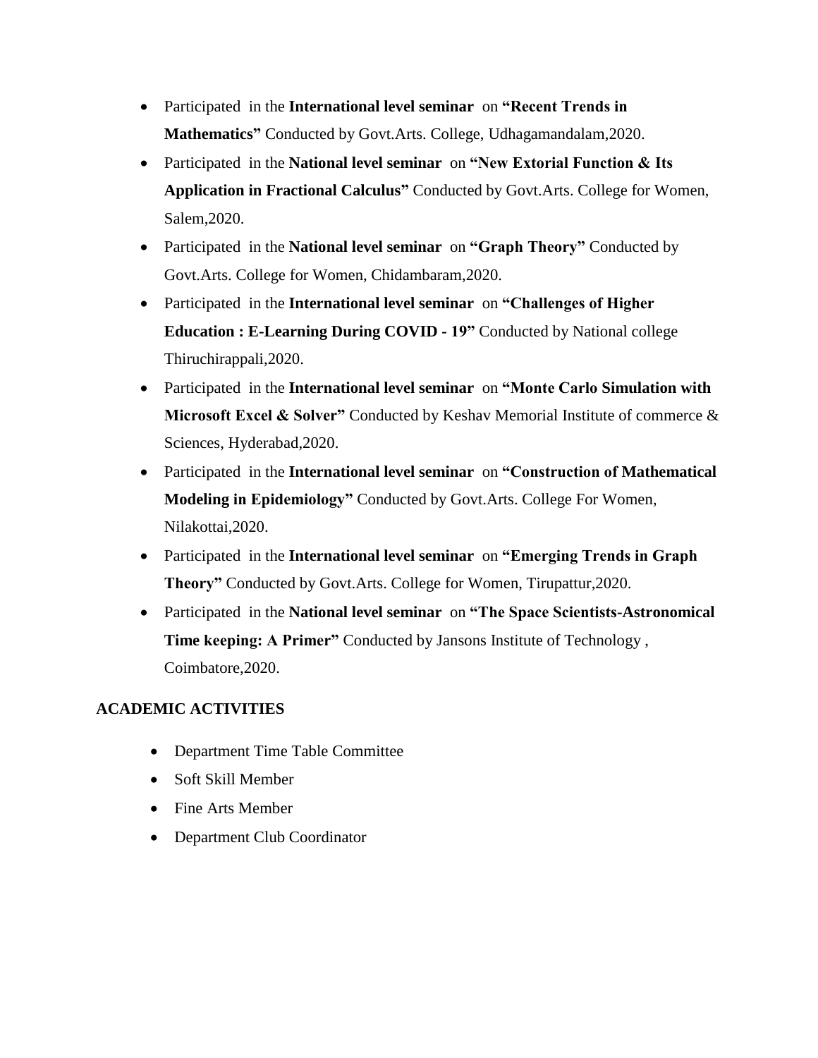- Participated in the **International level seminar** on **"Recent Trends in Mathematics"** Conducted by Govt.Arts. College, Udhagamandalam,2020.
- Participated in the **National level seminar** on **"New Extorial Function & Its Application in Fractional Calculus"** Conducted by Govt.Arts. College for Women, Salem,2020.
- Participated in the **National level seminar** on **"Graph Theory"** Conducted by Govt.Arts. College for Women, Chidambaram,2020.
- Participated in the **International level seminar** on **"Challenges of Higher Education : E-Learning During COVID - 19"** Conducted by National college Thiruchirappali,2020.
- Participated in the **International level seminar** on **"Monte Carlo Simulation with Microsoft Excel & Solver"** Conducted by Keshav Memorial Institute of commerce & Sciences, Hyderabad,2020.
- Participated in the **International level seminar** on **"Construction of Mathematical Modeling in Epidemiology"** Conducted by Govt.Arts. College For Women, Nilakottai,2020.
- Participated in the **International level seminar** on **"Emerging Trends in Graph Theory"** Conducted by Govt.Arts. College for Women, Tirupattur,2020.
- Participated in the **National level seminar** on **"The Space Scientists-Astronomical Time keeping: A Primer"** Conducted by Jansons Institute of Technology , Coimbatore,2020.

**ACADEMIC ACTIVITIES**

- Department Time Table Committee
- Soft Skill Member
- Fine Arts Member
- Department Club Coordinator